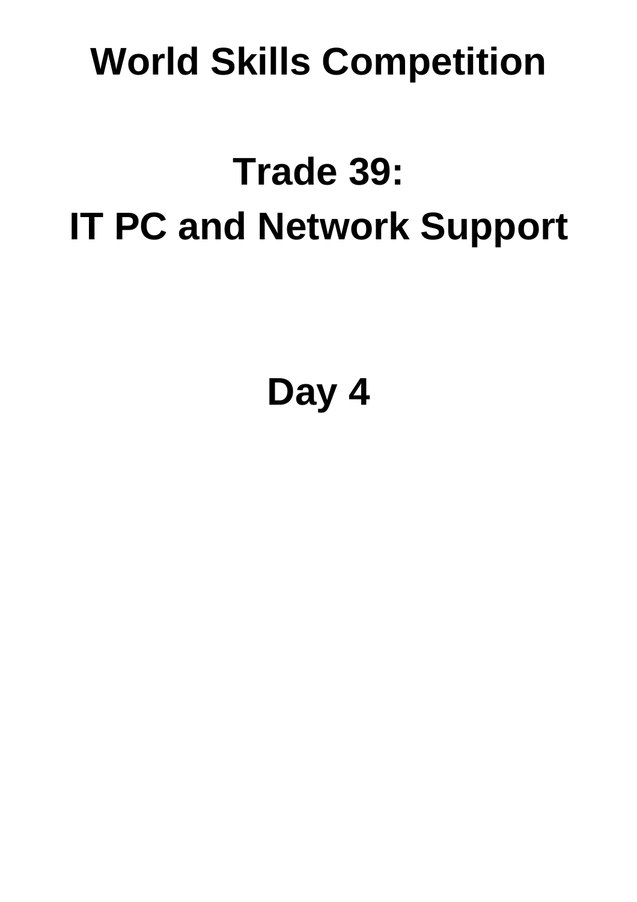# World Skills Competition

# Trade 39:
# IT PC and Network Support

# Day 4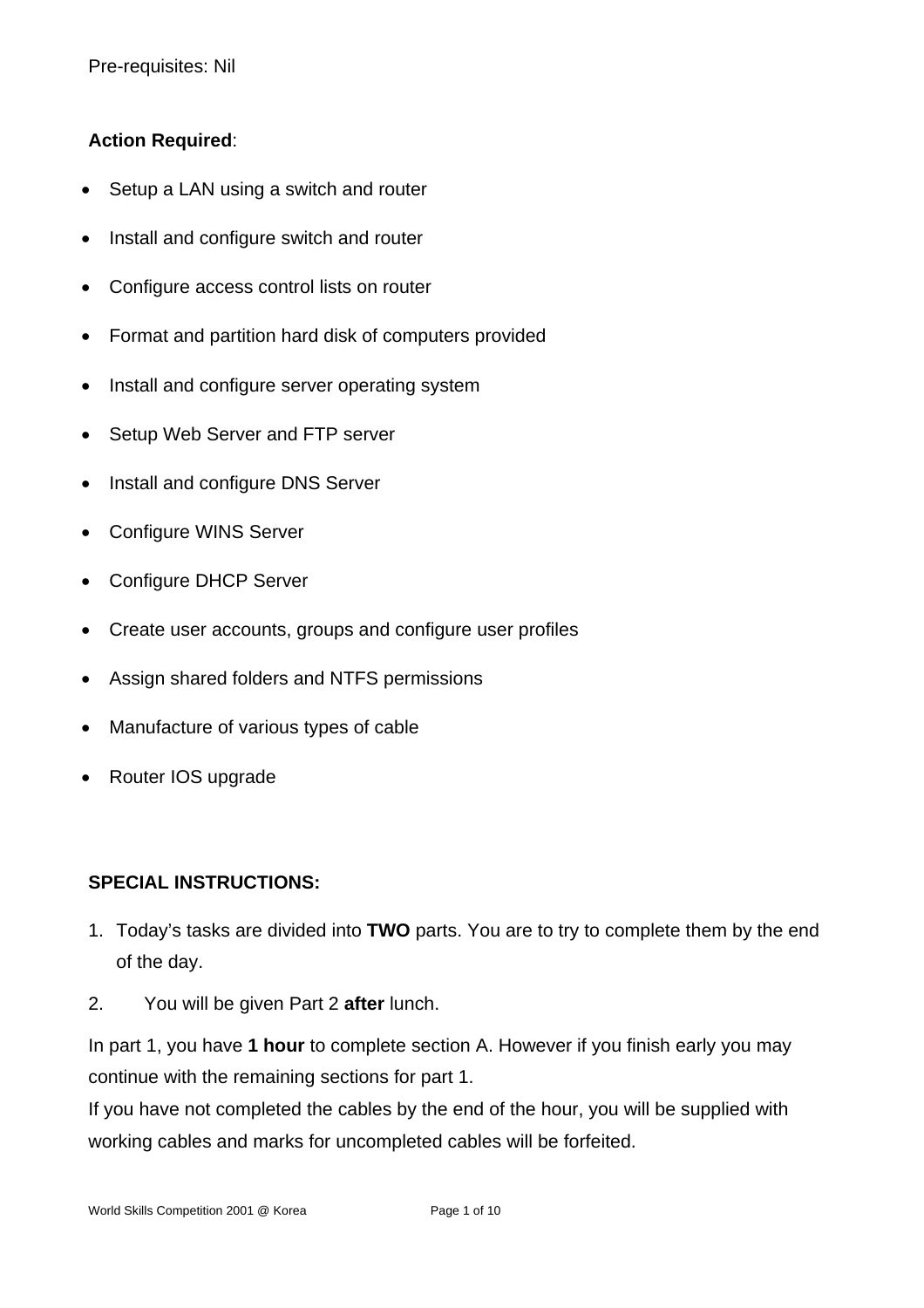Pre-requisites: Nil

**Action Required**:

- Setup a LAN using a switch and router
- Install and configure switch and router
- Configure access control lists on router
- Format and partition hard disk of computers provided
- Install and configure server operating system
- Setup Web Server and FTP server
- Install and configure DNS Server
- Configure WINS Server
- Configure DHCP Server
- Create user accounts, groups and configure user profiles
- Assign shared folders and NTFS permissions
- Manufacture of various types of cable
- Router IOS upgrade

**SPECIAL INSTRUCTIONS:**

1. Today's tasks are divided into **TWO** parts. You are to try to complete them by the end of the day.
2. You will be given Part 2 **after** lunch.

In part 1, you have **1 hour** to complete section A. However if you finish early you may continue with the remaining sections for part 1.
If you have not completed the cables by the end of the hour, you will be supplied with working cables and marks for uncompleted cables will be forfeited.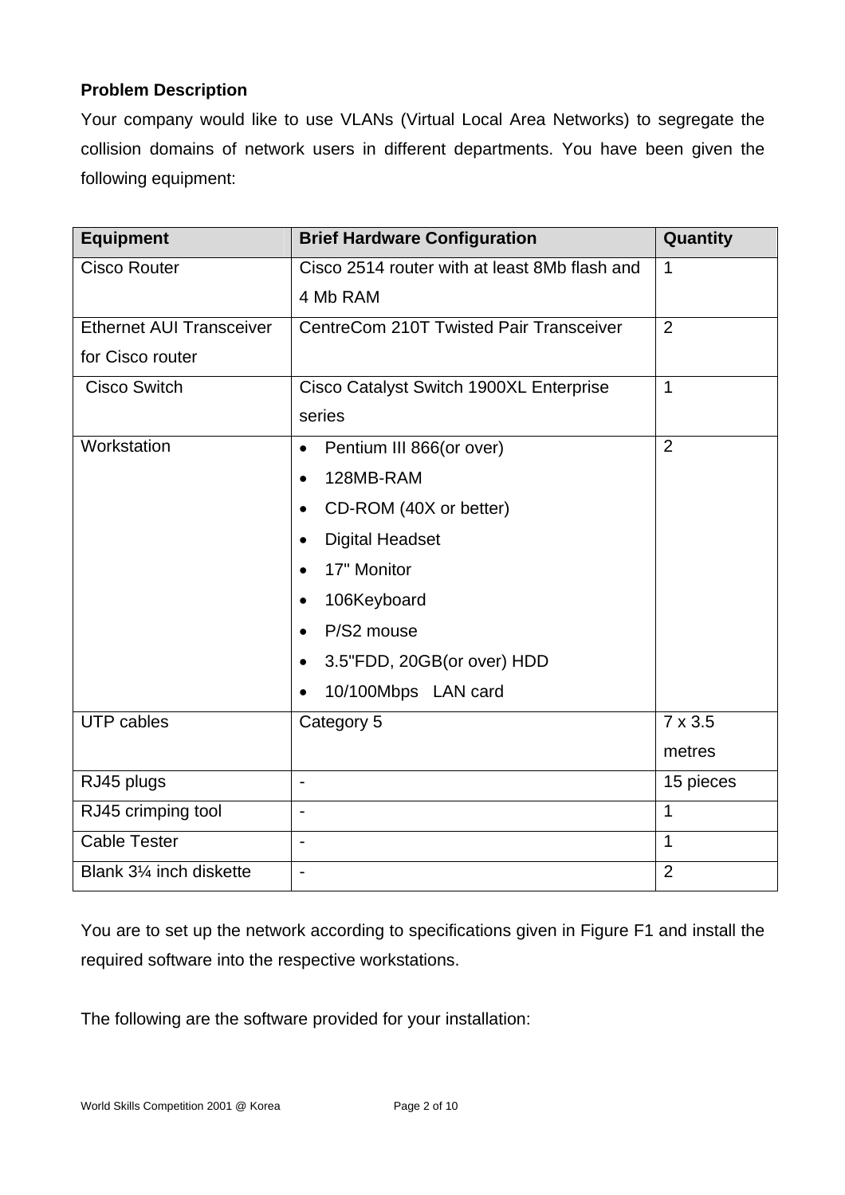**Problem Description**

Your company would like to use VLANs (Virtual Local Area Networks) to segregate the collision domains of network users in different departments. You have been given the following equipment:

| Equipment | Brief Hardware Configuration | Quantity |
|---|---|---|
| Cisco Router | Cisco 2514 router with at least 8Mb flash and 4 Mb RAM | 1 |
| Ethernet AUI Transceiver for Cisco router | CentreCom 210T Twisted Pair Transceiver | 2 |
| Cisco Switch | Cisco Catalyst Switch 1900XL Enterprise series | 1 |
| Workstation | • Pentium III 866(or over)<br>• 128MB-RAM<br>• CD-ROM (40X or better)<br>• Digital Headset<br>• 17" Monitor<br>• 106Keyboard<br>• P/S2 mouse<br>• 3.5"FDD, 20GB(or over) HDD<br>• 10/100Mbps LAN card | 2 |
| UTP cables | Category 5 | 7 x 3.5 metres |
| RJ45 plugs | - | 15 pieces |
| RJ45 crimping tool | - | 1 |
| Cable Tester | - | 1 |
| Blank 3¼ inch diskette | - | 2 |

You are to set up the network according to specifications given in Figure F1 and install the required software into the respective workstations.

The following are the software provided for your installation: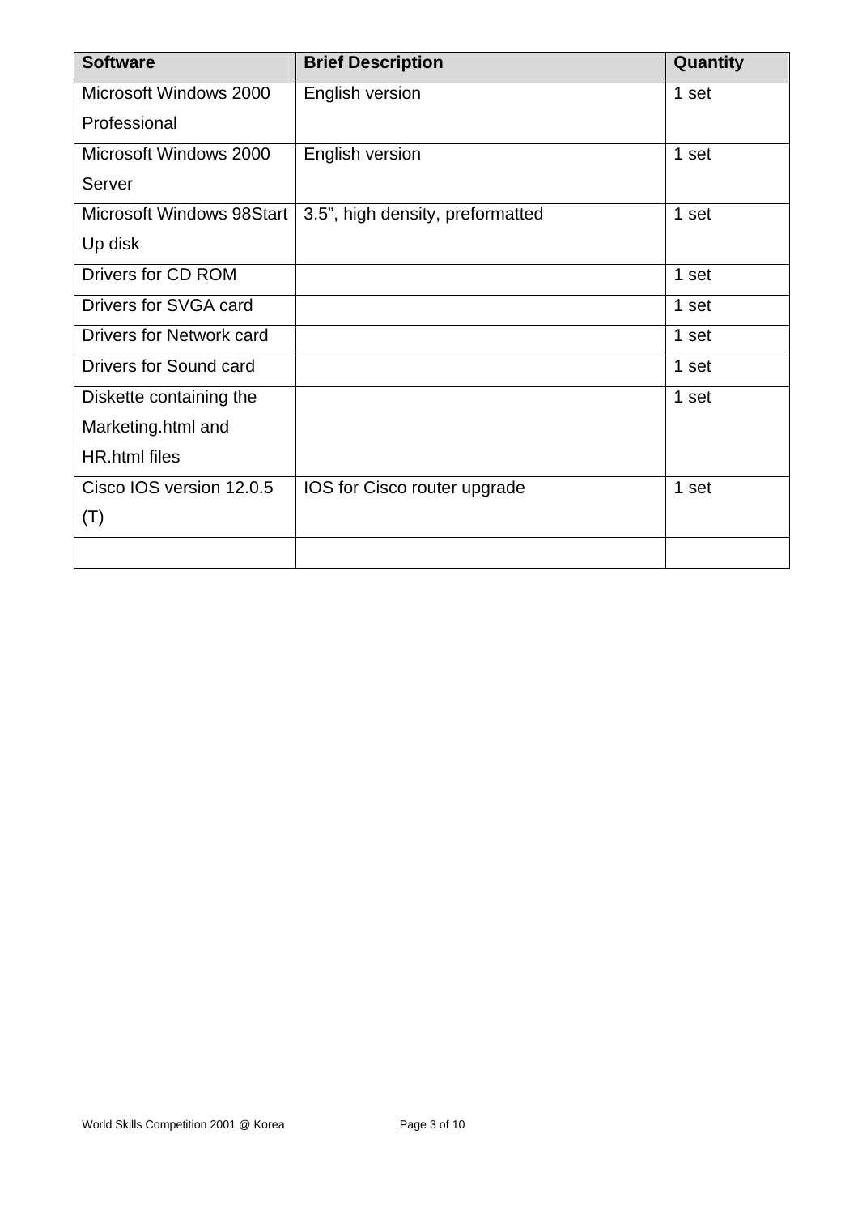| Software | Brief Description | Quantity |
|---|---|---|
| Microsoft Windows 2000 Professional | English version | 1 set |
| Microsoft Windows 2000 Server | English version | 1 set |
| Microsoft Windows 98Start Up disk | 3.5”, high density, preformatted | 1 set |
| Drivers for CD ROM | | 1 set |
| Drivers for SVGA card | | 1 set |
| Drivers for Network card | | 1 set |
| Drivers for Sound card | | 1 set |
| Diskette containing the Marketing.html and HR.html files | | 1 set |
| Cisco IOS version 12.0.5 (T) | IOS for Cisco router upgrade | 1 set |
| | | |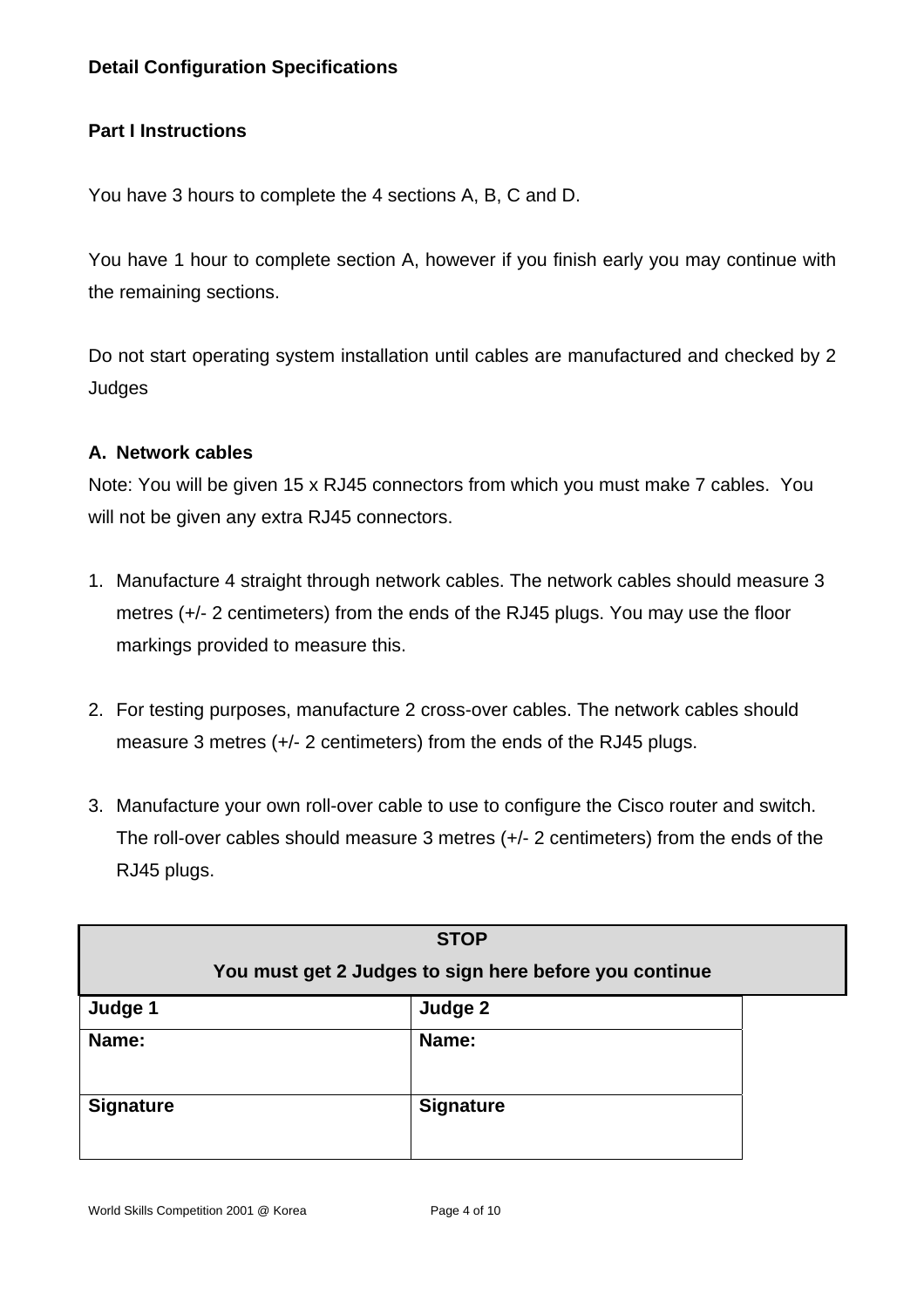**Detail Configuration Specifications**

**Part I Instructions**

You have 3 hours to complete the 4 sections A, B, C and D.

You have 1 hour to complete section A, however if you finish early you may continue with the remaining sections.

Do not start operating system installation until cables are manufactured and checked by 2 Judges

**A. Network cables**

Note: You will be given 15 x RJ45 connectors from which you must make 7 cables. You will not be given any extra RJ45 connectors.

1. Manufacture 4 straight through network cables. The network cables should measure 3 metres (+/- 2 centimeters) from the ends of the RJ45 plugs. You may use the floor markings provided to measure this.

2. For testing purposes, manufacture 2 cross-over cables. The network cables should measure 3 metres (+/- 2 centimeters) from the ends of the RJ45 plugs.

3. Manufacture your own roll-over cable to use to configure the Cisco router and switch. The roll-over cables should measure 3 metres (+/- 2 centimeters) from the ends of the RJ45 plugs.

| **STOP** **You must get 2 Judges to sign here before you continue** | |
|---|---|
| **Judge 1** | **Judge 2** |
| **Name:** | **Name:** |
| **Signature** | **Signature** |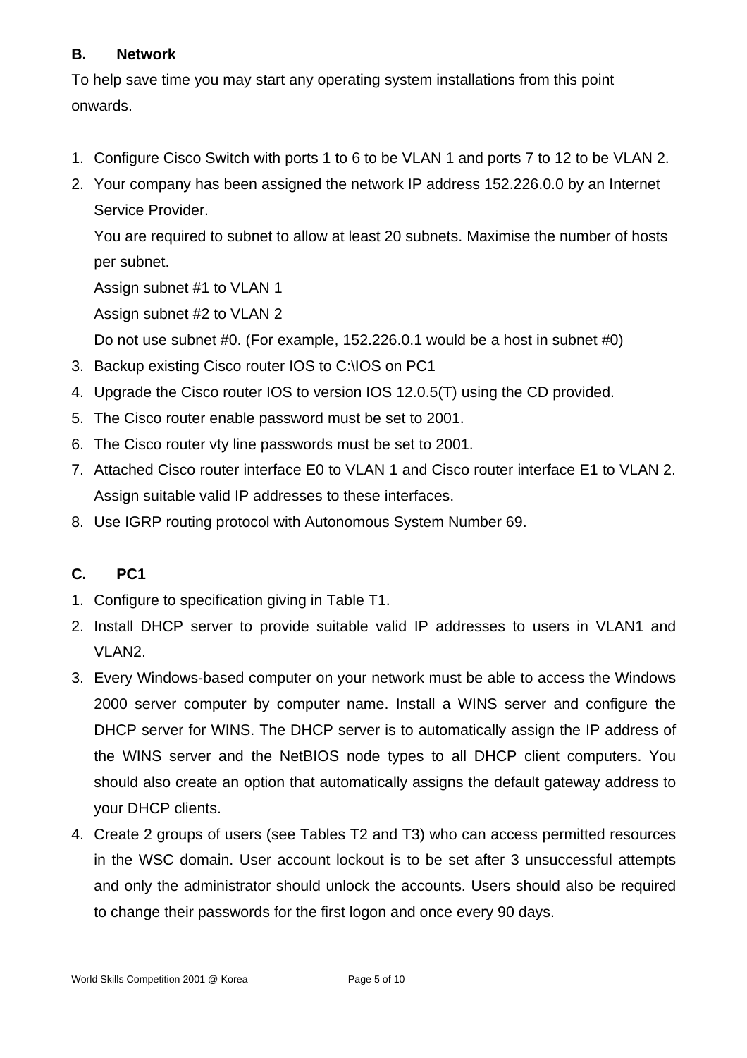## B. Network

To help save time you may start any operating system installations from this point onwards.

1. Configure Cisco Switch with ports 1 to 6 to be VLAN 1 and ports 7 to 12 to be VLAN 2.
2. Your company has been assigned the network IP address 152.226.0.0 by an Internet Service Provider.

   You are required to subnet to allow at least 20 subnets. Maximise the number of hosts per subnet.

   Assign subnet #1 to VLAN 1

   Assign subnet #2 to VLAN 2

   Do not use subnet #0. (For example, 152.226.0.1 would be a host in subnet #0)
3. Backup existing Cisco router IOS to C:\IOS on PC1
4. Upgrade the Cisco router IOS to version IOS 12.0.5(T) using the CD provided.
5. The Cisco router enable password must be set to 2001.
6. The Cisco router vty line passwords must be set to 2001.
7. Attached Cisco router interface E0 to VLAN 1 and Cisco router interface E1 to VLAN 2. Assign suitable valid IP addresses to these interfaces.
8. Use IGRP routing protocol with Autonomous System Number 69.

## C. PC1

1. Configure to specification giving in Table T1.
2. Install DHCP server to provide suitable valid IP addresses to users in VLAN1 and VLAN2.
3. Every Windows-based computer on your network must be able to access the Windows 2000 server computer by computer name. Install a WINS server and configure the DHCP server for WINS. The DHCP server is to automatically assign the IP address of the WINS server and the NetBIOS node types to all DHCP client computers. You should also create an option that automatically assigns the default gateway address to your DHCP clients.
4. Create 2 groups of users (see Tables T2 and T3) who can access permitted resources in the WSC domain. User account lockout is to be set after 3 unsuccessful attempts and only the administrator should unlock the accounts. Users should also be required to change their passwords for the first logon and once every 90 days.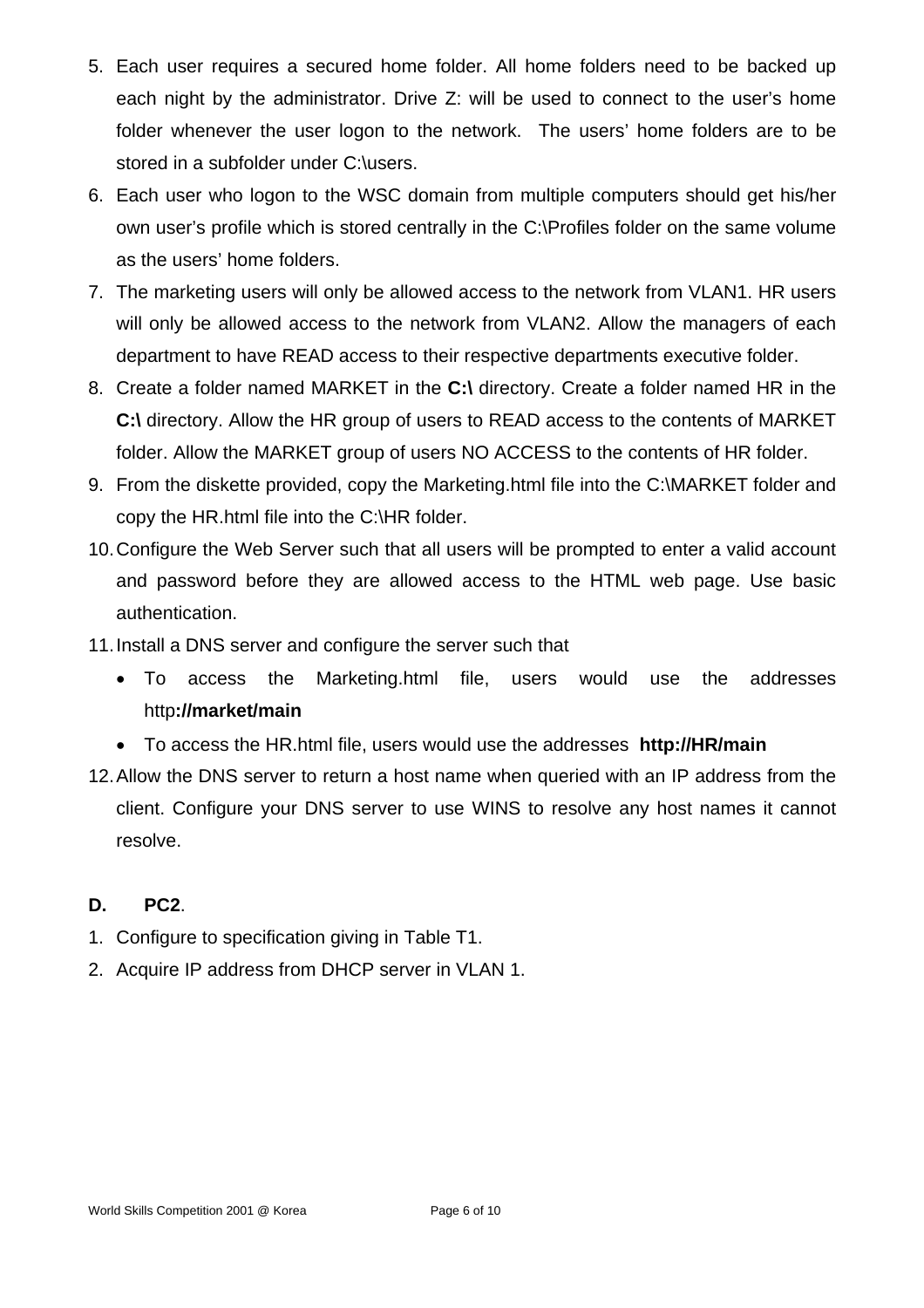5. Each user requires a secured home folder. All home folders need to be backed up each night by the administrator. Drive Z: will be used to connect to the user's home folder whenever the user logon to the network. The users' home folders are to be stored in a subfolder under C:\users.
6. Each user who logon to the WSC domain from multiple computers should get his/her own user's profile which is stored centrally in the C:\Profiles folder on the same volume as the users' home folders.
7. The marketing users will only be allowed access to the network from VLAN1. HR users will only be allowed access to the network from VLAN2. Allow the managers of each department to have READ access to their respective departments executive folder.
8. Create a folder named MARKET in the **C:\** directory. Create a folder named HR in the **C:\** directory. Allow the HR group of users to READ access to the contents of MARKET folder. Allow the MARKET group of users NO ACCESS to the contents of HR folder.
9. From the diskette provided, copy the Marketing.html file into the C:\MARKET folder and copy the HR.html file into the C:\HR folder.
10. Configure the Web Server such that all users will be prompted to enter a valid account and password before they are allowed access to the HTML web page. Use basic authentication.
11. Install a DNS server and configure the server such that
    - To access the Marketing.html file, users would use the addresses http**://market/main**
    - To access the HR.html file, users would use the addresses **http://HR/main**
12. Allow the DNS server to return a host name when queried with an IP address from the client. Configure your DNS server to use WINS to resolve any host names it cannot resolve.

**D. PC2**.

1. Configure to specification giving in Table T1.
2. Acquire IP address from DHCP server in VLAN 1.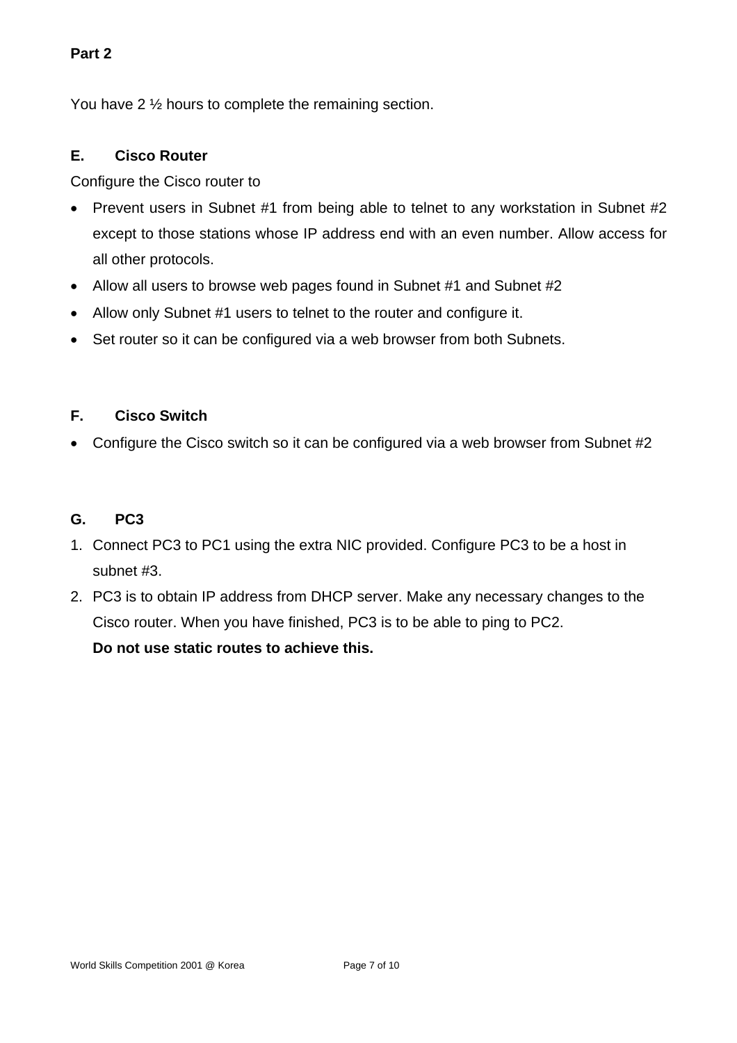**Part 2**

You have 2 ½ hours to complete the remaining section.

## E. Cisco Router

Configure the Cisco router to

- Prevent users in Subnet #1 from being able to telnet to any workstation in Subnet #2 except to those stations whose IP address end with an even number. Allow access for all other protocols.
- Allow all users to browse web pages found in Subnet #1 and Subnet #2
- Allow only Subnet #1 users to telnet to the router and configure it.
- Set router so it can be configured via a web browser from both Subnets.

## F. Cisco Switch

- Configure the Cisco switch so it can be configured via a web browser from Subnet #2

## G. PC3

1. Connect PC3 to PC1 using the extra NIC provided. Configure PC3 to be a host in subnet #3.
2. PC3 is to obtain IP address from DHCP server. Make any necessary changes to the Cisco router. When you have finished, PC3 is to be able to ping to PC2.
   **Do not use static routes to achieve this.**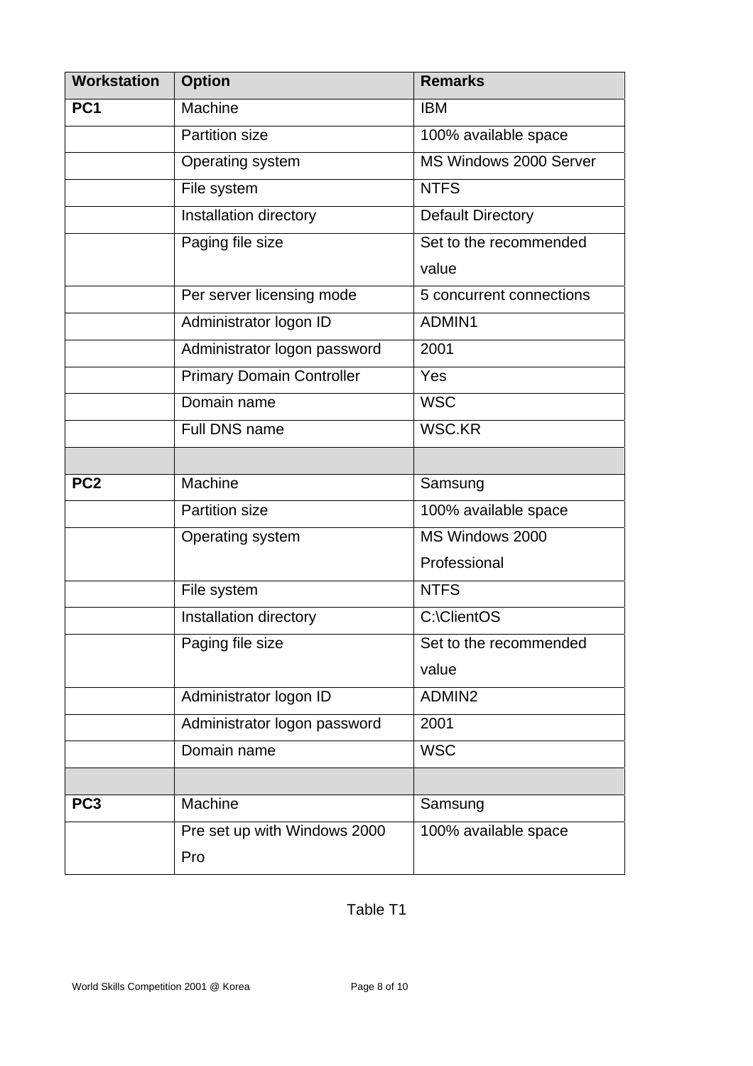| Workstation | Option | Remarks |
| --- | --- | --- |
| **PC1** | Machine | IBM |
| | Partition size | 100% available space |
| | Operating system | MS Windows 2000 Server |
| | File system | NTFS |
| | Installation directory | Default Directory |
| | Paging file size | Set to the recommended value |
| | Per server licensing mode | 5 concurrent connections |
| | Administrator logon ID | ADMIN1 |
| | Administrator logon password | 2001 |
| | Primary Domain Controller | Yes |
| | Domain name | WSC |
| | Full DNS name | WSC.KR |
| | | |
| **PC2** | Machine | Samsung |
| | Partition size | 100% available space |
| | Operating system | MS Windows 2000 Professional |
| | File system | NTFS |
| | Installation directory | C:\ClientOS |
| | Paging file size | Set to the recommended value |
| | Administrator logon ID | ADMIN2 |
| | Administrator logon password | 2001 |
| | Domain name | WSC |
| | | |
| **PC3** | Machine | Samsung |
| | Pre set up with Windows 2000 Pro | 100% available space |

Table T1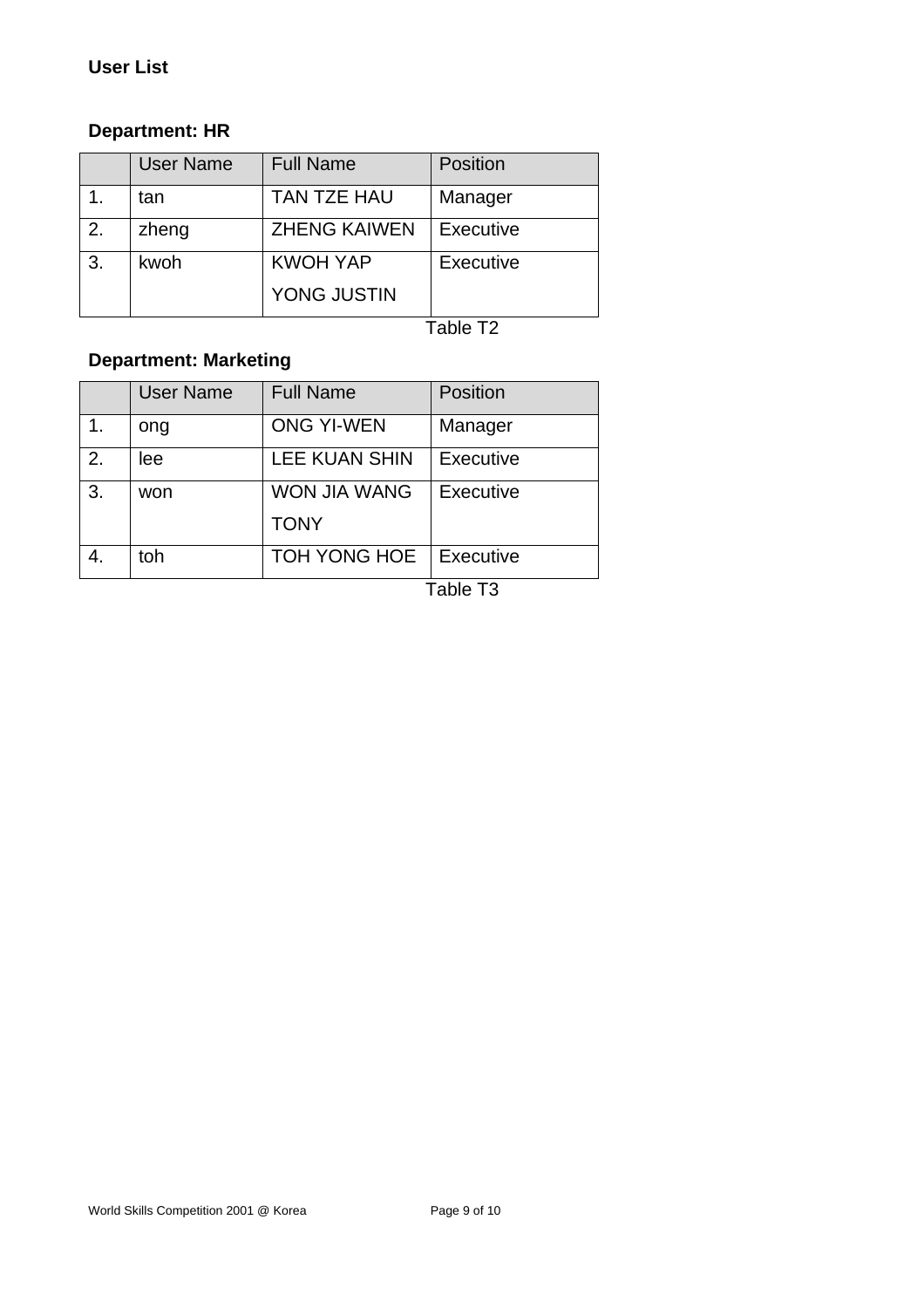**User List**

**Department: HR**

| | User Name | Full Name | Position |
|---|---|---|---|
| 1. | tan | TAN TZE HAU | Manager |
| 2. | zheng | ZHENG KAIWEN | Executive |
| 3. | kwoh | KWOH YAP YONG JUSTIN | Executive |

Table T2

**Department: Marketing**

| | User Name | Full Name | Position |
|---|---|---|---|
| 1. | ong | ONG YI-WEN | Manager |
| 2. | lee | LEE KUAN SHIN | Executive |
| 3. | won | WON JIA WANG TONY | Executive |
| 4. | toh | TOH YONG HOE | Executive |

Table T3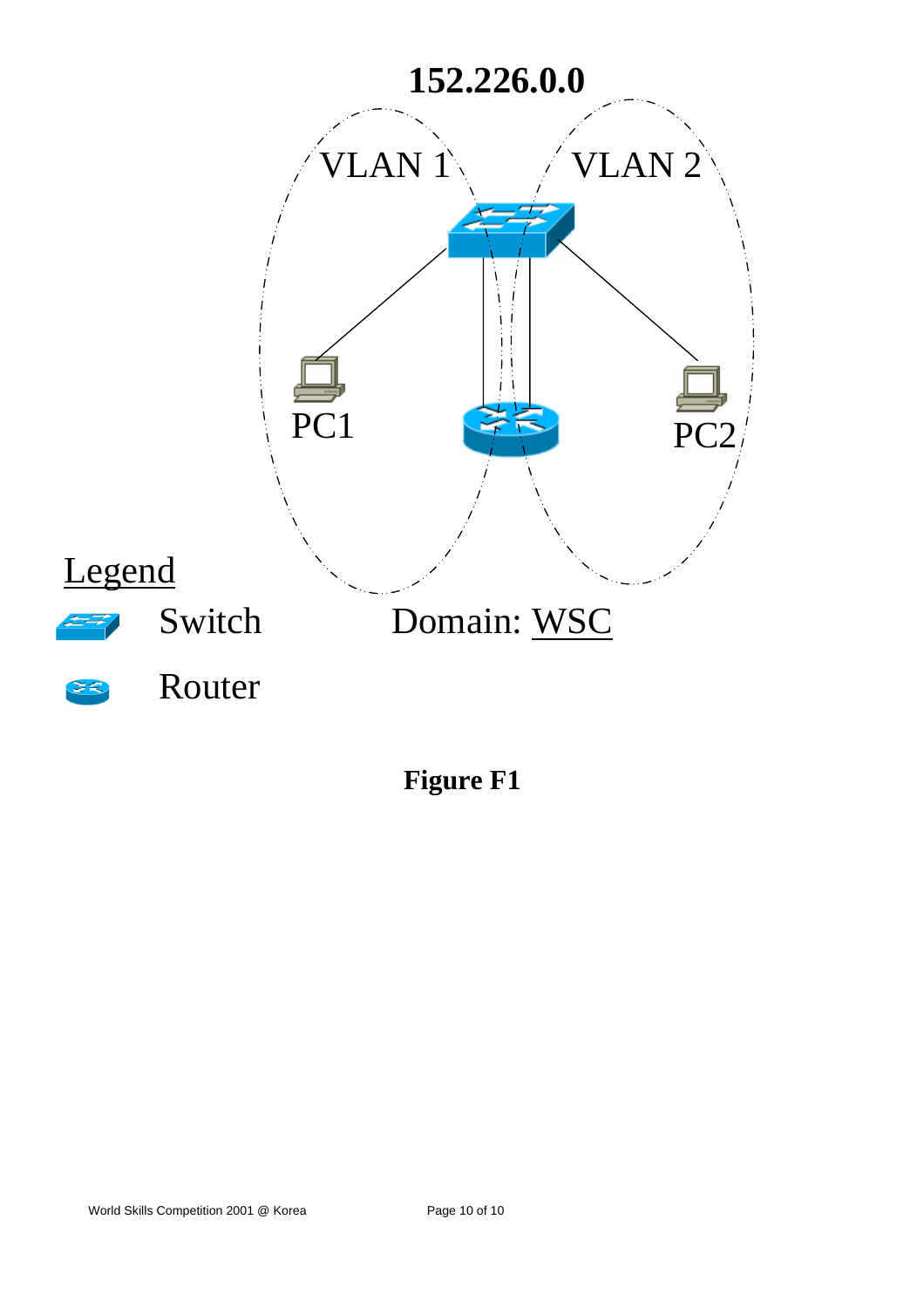152.226.0.0

VLAN 1

VLAN 2

PC1

PC2

Legend

Switch

Router

Domain: WSC

**Figure F1**